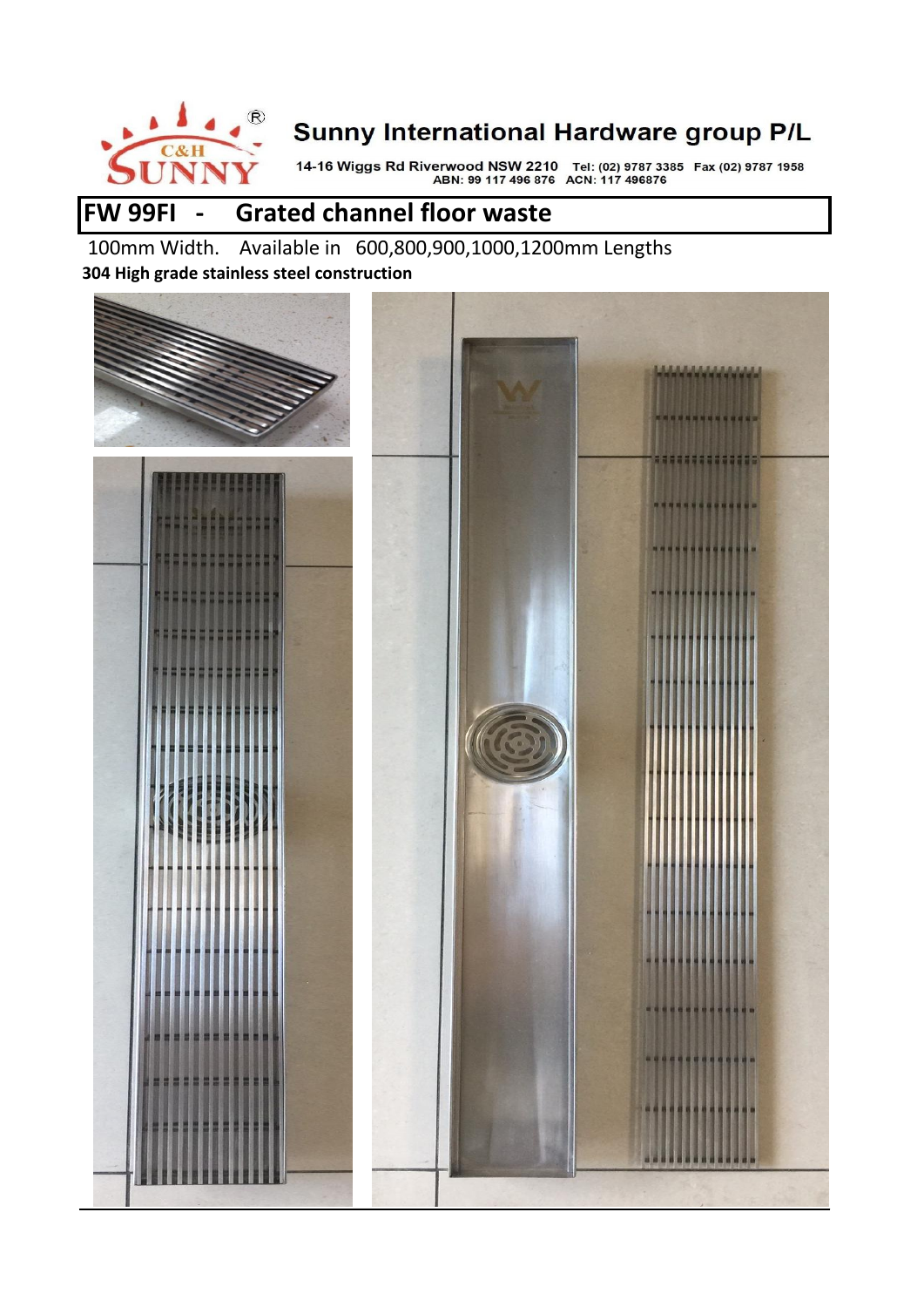Sunny International Hardware group P/L

14-16 Wiggs Rd Riverwood NSW 2210 Tel: (02) 9787 3385 Fax (02) 9787 1958
ABN: 99 117 496 876 ACN: 117 496876

# FW 99FI - Grated channel floor waste

100mm Width. Available in 600,800,900,1000,1200mm Lengths

**304 High grade stainless steel construction**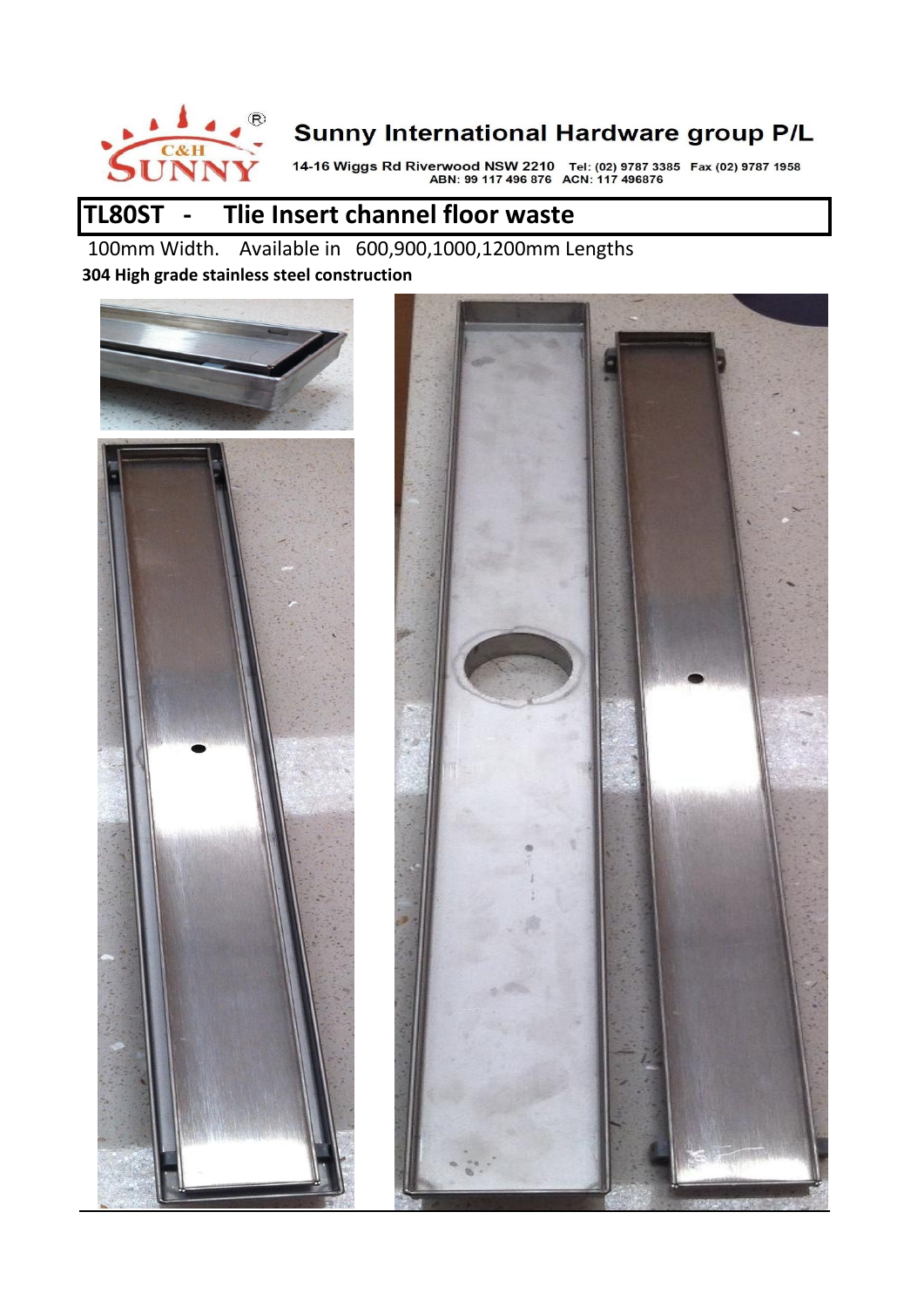Sunny International Hardware group P/L

14-16 Wiggs Rd Riverwood NSW 2210 Tel: (02) 9787 3385 Fax (02) 9787 1958
ABN: 99 117 496 876 ACN: 117 496876

# TL80ST - Tlie Insert channel floor waste

100mm Width. Available in 600,900,1000,1200mm Lengths

**304 High grade stainless steel construction**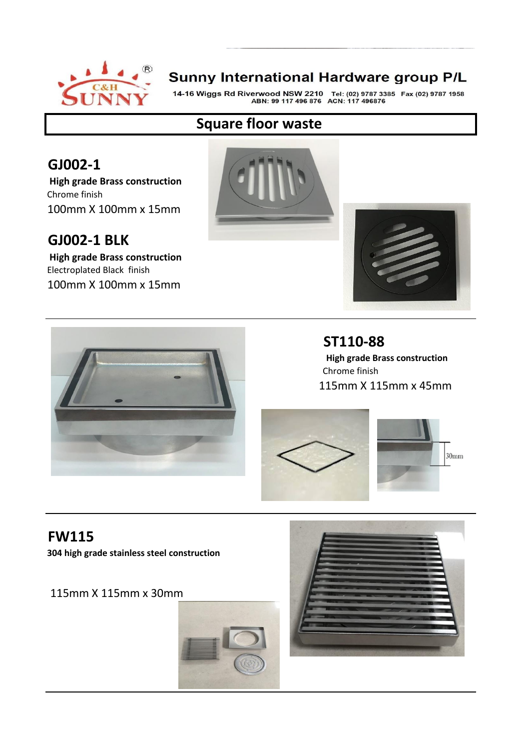Sunny International Hardware group P/L

14-16 Wiggs Rd Riverwood NSW 2210 Tel: (02) 9787 3385 Fax (02) 9787 1958
ABN: 99 117 496 876 ACN: 117 496876

# Square floor waste

## GJ002-1

**High grade Brass construction**

Chrome finish

100mm X 100mm x 15mm

## GJ002-1 BLK

**High grade Brass construction**

Electroplated Black finish

100mm X 100mm x 15mm

## ST110-88

**High grade Brass construction**

Chrome finish

115mm X 115mm x 45mm

30mm

## FW115

**304 high grade stainless steel construction**

115mm X 115mm x 30mm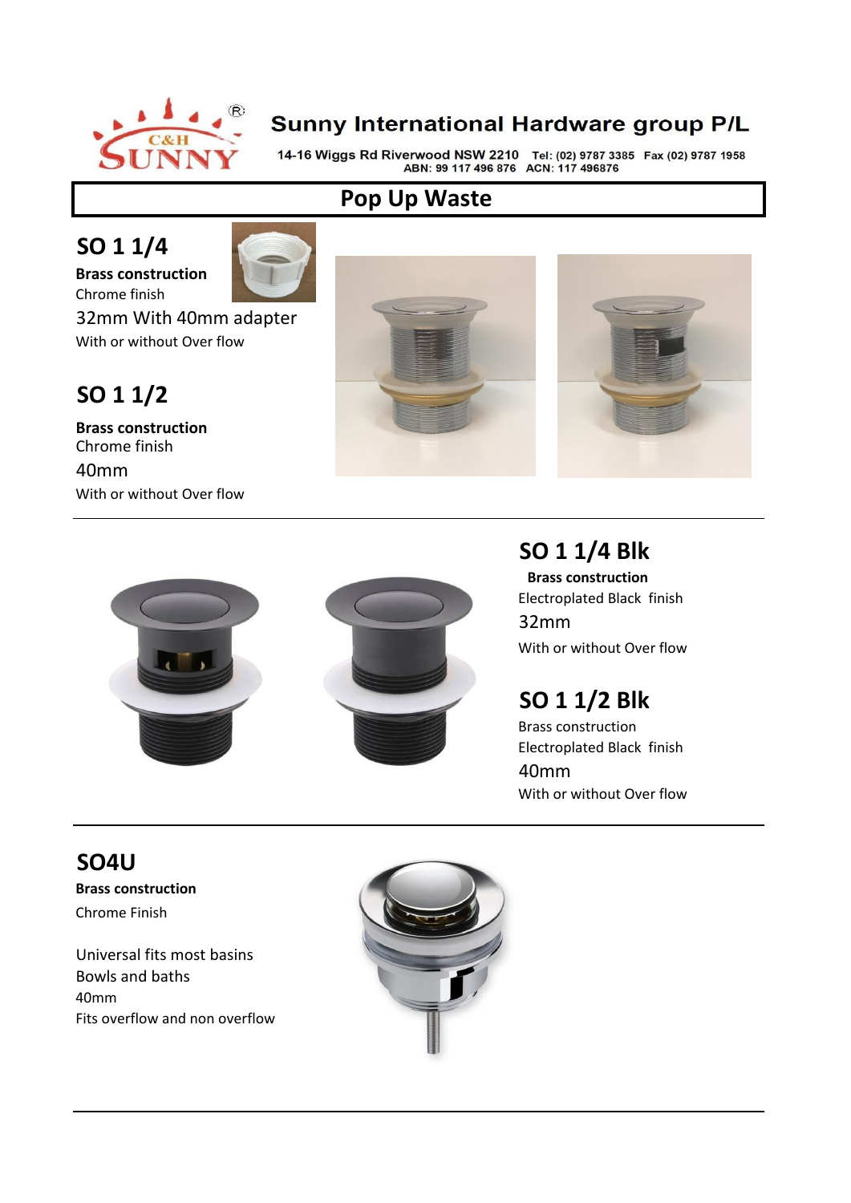Sunny International Hardware group P/L

14-16 Wiggs Rd Riverwood NSW 2210 Tel: (02) 9787 3385 Fax (02) 9787 1958
ABN: 99 117 496 876 ACN: 117 496876

# Pop Up Waste

## SO 1 1/4

**Brass construction**
Chrome finish
32mm With 40mm adapter
With or without Over flow

## SO 1 1/2

**Brass construction**
Chrome finish
40mm
With or without Over flow

---

## SO 1 1/4 Blk

**Brass construction**
Electroplated Black finish
32mm
With or without Over flow

## SO 1 1/2 Blk

Brass construction
Electroplated Black finish
40mm
With or without Over flow

---

## SO4U

**Brass construction**
Chrome Finish

Universal fits most basins
Bowls and baths
40mm
Fits overflow and non overflow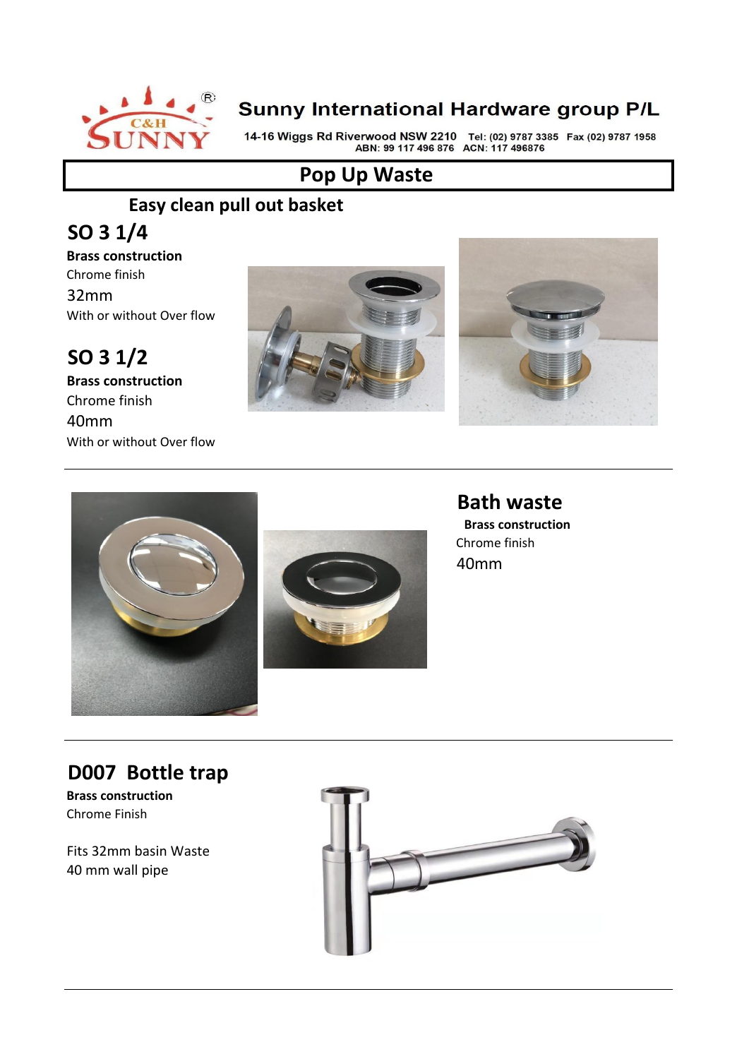Sunny International Hardware group P/L

14-16 Wiggs Rd Riverwood NSW 2210 Tel: (02) 9787 3385 Fax (02) 9787 1958
ABN: 99 117 496 876 ACN: 117 496876

# Pop Up Waste

## Easy clean pull out basket

### SO 3 1/4

**Brass construction**
Chrome finish
32mm
With or without Over flow

### SO 3 1/2

**Brass construction**
Chrome finish
40mm
With or without Over flow

---

### Bath waste

**Brass construction**
Chrome finish
40mm

---

### D007 Bottle trap

**Brass construction**
Chrome Finish

Fits 32mm basin Waste
40 mm wall pipe